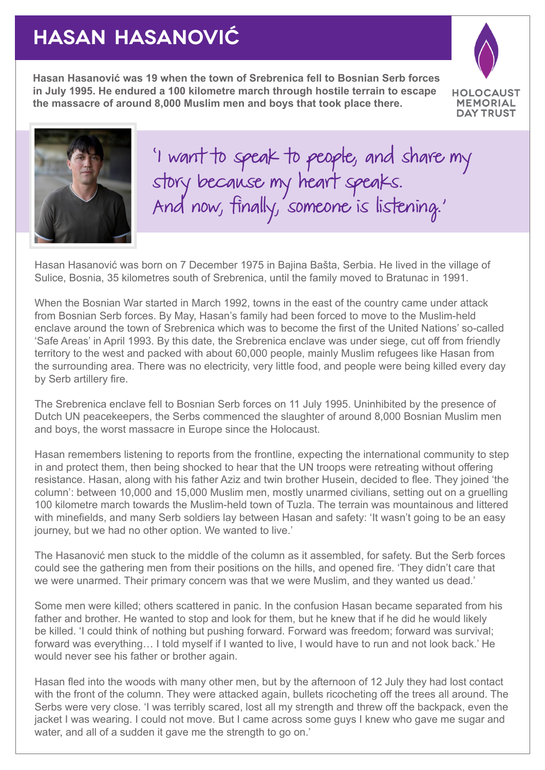# HASAN HASANOVIĆ

**Hasan Hasanović was 19 when the town of Srebrenica fell to Bosnian Serb forces in July 1995. He endured a 100 kilometre march through hostile terrain to escape the massacre of around 8,000 Muslim men and boys that took place there.**

HOLOCAUST MEMORIAL DAY TRUST

*'I want to speak to people, and share my story because my heart speaks. And now, finally, someone is listening.'*

Hasan Hasanović was born on 7 December 1975 in Bajina Bašta, Serbia. He lived in the village of Sulice, Bosnia, 35 kilometres south of Srebrenica, until the family moved to Bratunac in 1991.

When the Bosnian War started in March 1992, towns in the east of the country came under attack from Bosnian Serb forces. By May, Hasan's family had been forced to move to the Muslim-held enclave around the town of Srebrenica which was to become the first of the United Nations' so-called 'Safe Areas' in April 1993. By this date, the Srebrenica enclave was under siege, cut off from friendly territory to the west and packed with about 60,000 people, mainly Muslim refugees like Hasan from the surrounding area. There was no electricity, very little food, and people were being killed every day by Serb artillery fire.

The Srebrenica enclave fell to Bosnian Serb forces on 11 July 1995. Uninhibited by the presence of Dutch UN peacekeepers, the Serbs commenced the slaughter of around 8,000 Bosnian Muslim men and boys, the worst massacre in Europe since the Holocaust.

Hasan remembers listening to reports from the frontline, expecting the international community to step in and protect them, then being shocked to hear that the UN troops were retreating without offering resistance. Hasan, along with his father Aziz and twin brother Husein, decided to flee. They joined 'the column': between 10,000 and 15,000 Muslim men, mostly unarmed civilians, setting out on a gruelling 100 kilometre march towards the Muslim-held town of Tuzla. The terrain was mountainous and littered with minefields, and many Serb soldiers lay between Hasan and safety: 'It wasn't going to be an easy journey, but we had no other option. We wanted to live.'

The Hasanović men stuck to the middle of the column as it assembled, for safety. But the Serb forces could see the gathering men from their positions on the hills, and opened fire. 'They didn't care that we were unarmed. Their primary concern was that we were Muslim, and they wanted us dead.'

Some men were killed; others scattered in panic. In the confusion Hasan became separated from his father and brother. He wanted to stop and look for them, but he knew that if he did he would likely be killed. 'I could think of nothing but pushing forward. Forward was freedom; forward was survival; forward was everything… I told myself if I wanted to live, I would have to run and not look back.' He would never see his father or brother again.

Hasan fled into the woods with many other men, but by the afternoon of 12 July they had lost contact with the front of the column. They were attacked again, bullets ricocheting off the trees all around. The Serbs were very close. 'I was terribly scared, lost all my strength and threw off the backpack, even the jacket I was wearing. I could not move. But I came across some guys I knew who gave me sugar and water, and all of a sudden it gave me the strength to go on.'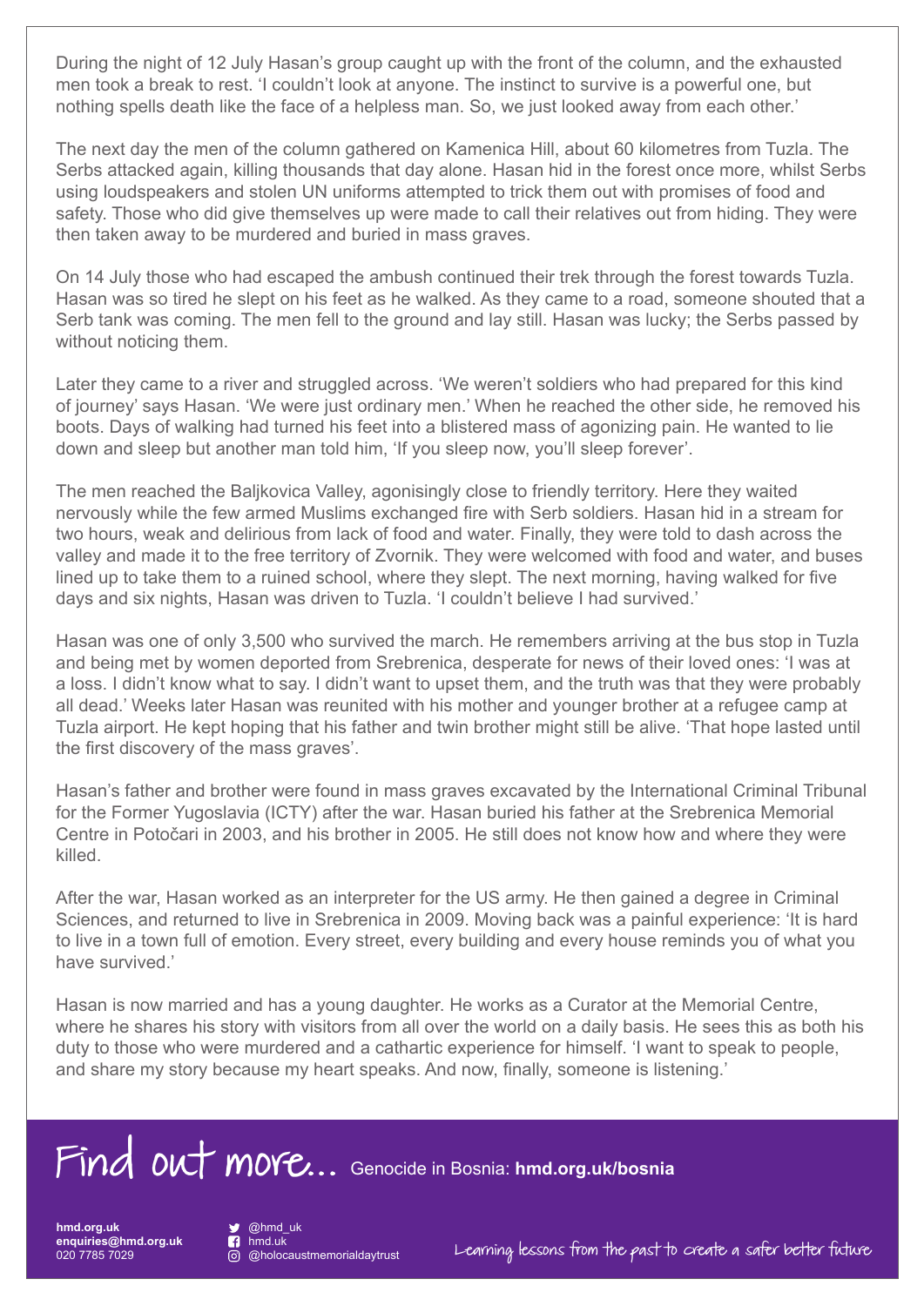During the night of 12 July Hasan's group caught up with the front of the column, and the exhausted men took a break to rest. 'I couldn't look at anyone. The instinct to survive is a powerful one, but nothing spells death like the face of a helpless man. So, we just looked away from each other.'

The next day the men of the column gathered on Kamenica Hill, about 60 kilometres from Tuzla. The Serbs attacked again, killing thousands that day alone. Hasan hid in the forest once more, whilst Serbs using loudspeakers and stolen UN uniforms attempted to trick them out with promises of food and safety. Those who did give themselves up were made to call their relatives out from hiding. They were then taken away to be murdered and buried in mass graves.

On 14 July those who had escaped the ambush continued their trek through the forest towards Tuzla. Hasan was so tired he slept on his feet as he walked. As they came to a road, someone shouted that a Serb tank was coming. The men fell to the ground and lay still. Hasan was lucky; the Serbs passed by without noticing them.

Later they came to a river and struggled across. 'We weren't soldiers who had prepared for this kind of journey' says Hasan. 'We were just ordinary men.' When he reached the other side, he removed his boots. Days of walking had turned his feet into a blistered mass of agonizing pain. He wanted to lie down and sleep but another man told him, 'If you sleep now, you'll sleep forever'.

The men reached the Baljkovica Valley, agonisingly close to friendly territory. Here they waited nervously while the few armed Muslims exchanged fire with Serb soldiers. Hasan hid in a stream for two hours, weak and delirious from lack of food and water. Finally, they were told to dash across the valley and made it to the free territory of Zvornik. They were welcomed with food and water, and buses lined up to take them to a ruined school, where they slept. The next morning, having walked for five days and six nights, Hasan was driven to Tuzla. 'I couldn't believe I had survived.'

Hasan was one of only 3,500 who survived the march. He remembers arriving at the bus stop in Tuzla and being met by women deported from Srebrenica, desperate for news of their loved ones: 'I was at a loss. I didn't know what to say. I didn't want to upset them, and the truth was that they were probably all dead.' Weeks later Hasan was reunited with his mother and younger brother at a refugee camp at Tuzla airport. He kept hoping that his father and twin brother might still be alive. 'That hope lasted until the first discovery of the mass graves'.

Hasan's father and brother were found in mass graves excavated by the International Criminal Tribunal for the Former Yugoslavia (ICTY) after the war. Hasan buried his father at the Srebrenica Memorial Centre in Potočari in 2003, and his brother in 2005. He still does not know how and where they were killed.

After the war, Hasan worked as an interpreter for the US army. He then gained a degree in Criminal Sciences, and returned to live in Srebrenica in 2009. Moving back was a painful experience: 'It is hard to live in a town full of emotion. Every street, every building and every house reminds you of what you have survived.'

Hasan is now married and has a young daughter. He works as a Curator at the Memorial Centre, where he shares his story with visitors from all over the world on a daily basis. He sees this as both his duty to those who were murdered and a cathartic experience for himself. 'I want to speak to people, and share my story because my heart speaks. And now, finally, someone is listening.'

## Find out more... Genocide in Bosnia: **hmd.org.uk/bosnia**

**hmd.org.uk**
**enquiries@hmd.org.uk**
020 7785 7029

@hmd_uk
hmd.uk
@holocaustmemorialdaytrust

Learning lessons from the past to create a safer better future